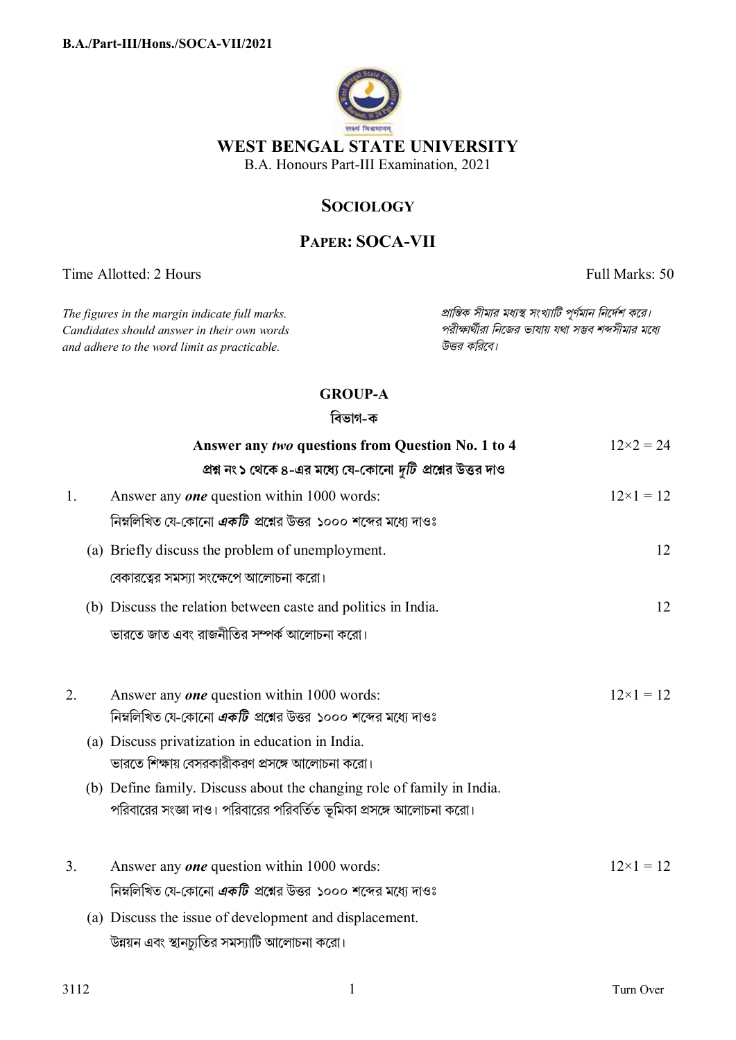B.A./Part-III/Hons./SOCA-VII/2021

# WEST BENGAL STATE UNIVERSITY

B.A. Honours Part-III Examination, 2021

## SOCIOLOGY

## PAPER: SOCA-VII

Time Allotted: 2 Hours — Full Marks: 50

*The figures in the margin indicate full marks. Candidates should answer in their own words and adhere to the word limit as practicable.*

*প্রান্তিক সীমার মধ্যস্থ সংখ্যাটি পূর্ণমান নির্দেশ করে। পরীক্ষার্থীরা নিজের ভাষায় যথা সম্ভব শব্দসীমার মধ্যে উত্তর করিবে।*

### GROUP-A
### বিভাগ-ক

**Answer any *two* questions from Question No. 1 to 4** — $12 \times 2 = 24$

**প্রশ্ন নং ১ থেকে ৪-এর মধ্যে যে-কোনো *দুটি* প্রশ্নের উত্তর দাও**

1. Answer any ***one*** question within 1000 words: — $12 \times 1 = 12$

   নিম্নলিখিত যে-কোনো ***একটি*** প্রশ্নের উত্তর ১০০০ শব্দের মধ্যে দাওঃ

   (a) Briefly discuss the problem of unemployment. — 12

   বেকারত্বের সমস্যা সংক্ষেপে আলোচনা করো।

   (b) Discuss the relation between caste and politics in India. — 12

   ভারতে জাত এবং রাজনীতির সম্পর্ক আলোচনা করো।

2. Answer any ***one*** question within 1000 words: — $12 \times 1 = 12$

   নিম্নলিখিত যে-কোনো ***একটি*** প্রশ্নের উত্তর ১০০০ শব্দের মধ্যে দাওঃ

   (a) Discuss privatization in education in India.

   ভারতে শিক্ষায় বেসরকারীকরণ প্রসঙ্গে আলোচনা করো।

   (b) Define family. Discuss about the changing role of family in India.

   পরিবারের সংজ্ঞা দাও। পরিবারের পরিবর্তিত ভূমিকা প্রসঙ্গে আলোচনা করো।

3. Answer any ***one*** question within 1000 words: — $12 \times 1 = 12$

   নিম্নলিখিত যে-কোনো ***একটি*** প্রশ্নের উত্তর ১০০০ শব্দের মধ্যে দাওঃ

   (a) Discuss the issue of development and displacement.

   উন্নয়ন এবং স্থানচ্যুতির সমস্যাটি আলোচনা করো।

Turn Over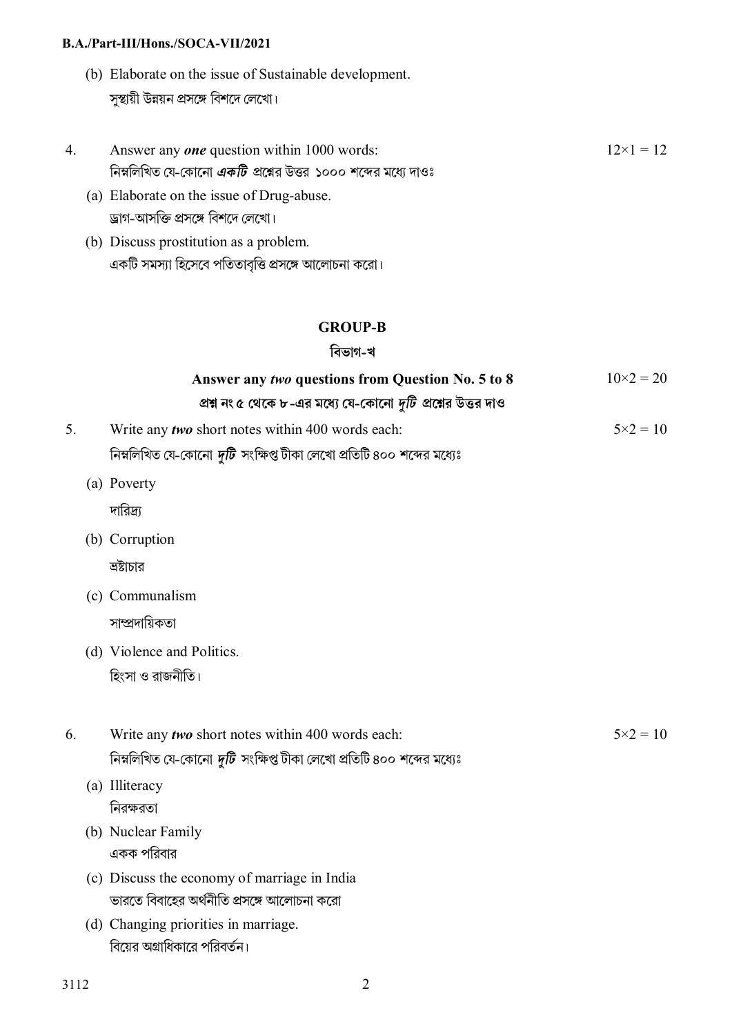(b) Elaborate on the issue of Sustainable development.
সুস্থায়ী উন্নয়ন প্রসঙ্গে বিশদে লেখো।

4. Answer any ***one*** question within 1000 words: $12\times1 = 12$
নিম্নলিখিত যে-কোনো ***একটি*** প্রশ্নের উত্তর ১০০০ শব্দের মধ্যে দাওঃ

(a) Elaborate on the issue of Drug-abuse.
ড্রাগ-আসক্তি প্রসঙ্গে বিশদে লেখো।

(b) Discuss prostitution as a problem.
একটি সমস্যা হিসেবে পতিতাবৃত্তি প্রসঙ্গে আলোচনা করো।

## GROUP-B

## বিভাগ-খ

**Answer any *two* questions from Question No. 5 to 8** $10\times2 = 20$
**প্রশ্ন নং ৫ থেকে ৮-এর মধ্যে যে-কোনো *দুটি* প্রশ্নের উত্তর দাও**

5. Write any ***two*** short notes within 400 words each: $5\times2 = 10$
নিম্নলিখিত যে-কোনো ***দুটি*** সংক্ষিপ্ত টীকা লেখো প্রতিটি ৪০০ শব্দের মধ্যেঃ

(a) Poverty
দারিদ্র্য

(b) Corruption
ভ্রষ্টাচার

(c) Communalism
সাম্প্রদায়িকতা

(d) Violence and Politics.
হিংসা ও রাজনীতি।

6. Write any ***two*** short notes within 400 words each: $5\times2 = 10$
নিম্নলিখিত যে-কোনো ***দুটি*** সংক্ষিপ্ত টীকা লেখো প্রতিটি ৪০০ শব্দের মধ্যেঃ

(a) Illiteracy
নিরক্ষরতা

(b) Nuclear Family
একক পরিবার

(c) Discuss the economy of marriage in India
ভারতে বিবাহের অর্থনীতি প্রসঙ্গে আলোচনা করো

(d) Changing priorities in marriage.
বিয়ের অগ্রাধিকারে পরিবর্তন।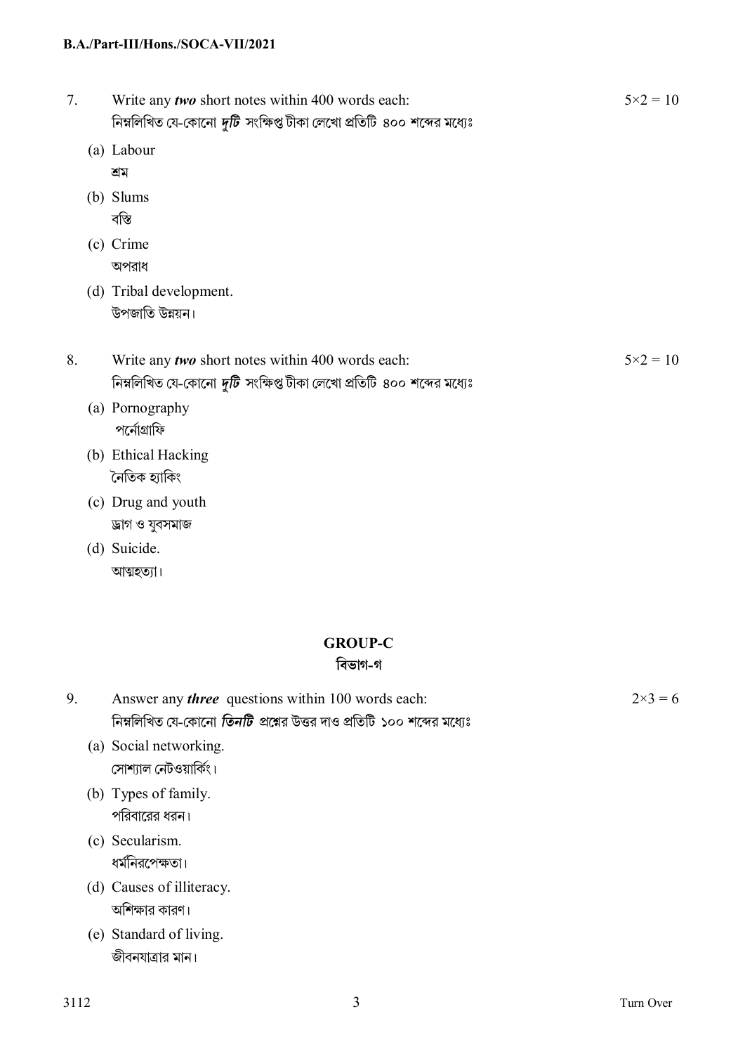7. Write any ***two*** short notes within 400 words each: $5 \times 2 = 10$
   নিম্নলিখিত যে-কোনো ***দুটি*** সংক্ষিপ্ত টীকা লেখো প্রতিটি ৪০০ শব্দের মধ্যেঃ

   (a) Labour
   শ্রম

   (b) Slums
   বস্তি

   (c) Crime
   অপরাধ

   (d) Tribal development.
   উপজাতি উন্নয়ন।

8. Write any ***two*** short notes within 400 words each: $5 \times 2 = 10$
   নিম্নলিখিত যে-কোনো ***দুটি*** সংক্ষিপ্ত টীকা লেখো প্রতিটি ৪০০ শব্দের মধ্যেঃ

   (a) Pornography
   পর্নোগ্রাফি

   (b) Ethical Hacking
   নৈতিক হ্যাকিং

   (c) Drug and youth
   ড্রাগ ও যুবসমাজ

   (d) Suicide.
   আত্মহত্যা।

## GROUP-C
## বিভাগ-গ

9. Answer any ***three*** questions within 100 words each: $2 \times 3 = 6$
   নিম্নলিখিত যে-কোনো ***তিনটি*** প্রশ্নের উত্তর দাও প্রতিটি ১০০ শব্দের মধ্যেঃ

   (a) Social networking.
   সোশ্যাল নেটওয়ার্কিং।

   (b) Types of family.
   পরিবারের ধরন।

   (c) Secularism.
   ধর্মনিরপেক্ষতা।

   (d) Causes of illiteracy.
   অশিক্ষার কারণ।

   (e) Standard of living.
   জীবনযাত্রার মান।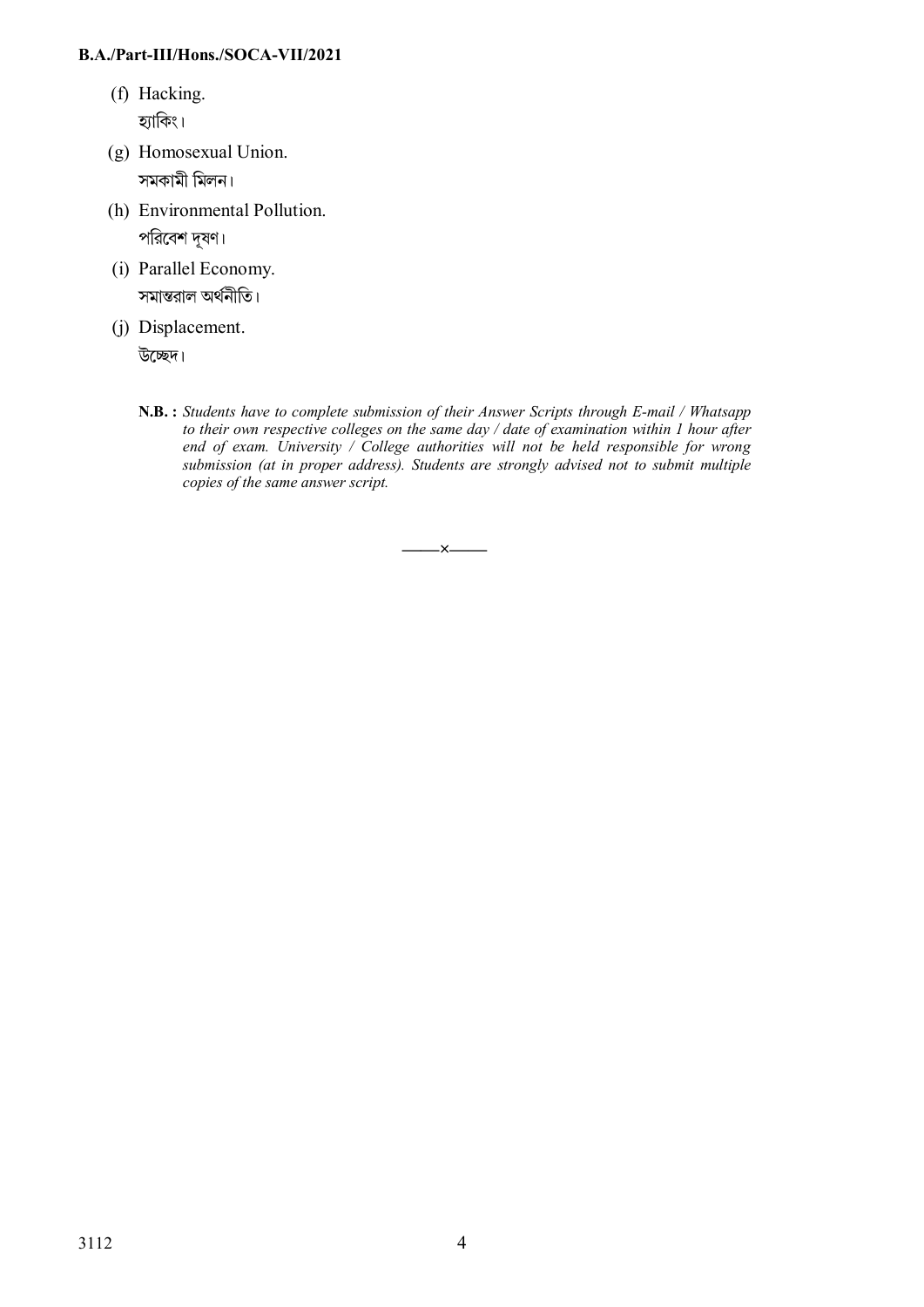(f) Hacking.
হ্যাকিং।

(g) Homosexual Union.
সমকামী মিলন।

(h) Environmental Pollution.
পরিবেশ দূষণ।

(i) Parallel Economy.
সমান্তরাল অর্থনীতি।

(j) Displacement.
উচ্ছেদ।

**N.B. :** *Students have to complete submission of their Answer Scripts through E-mail / Whatsapp to their own respective colleges on the same day / date of examination within 1 hour after end of exam. University / College authorities will not be held responsible for wrong submission (at in proper address). Students are strongly advised not to submit multiple copies of the same answer script.*

——×——